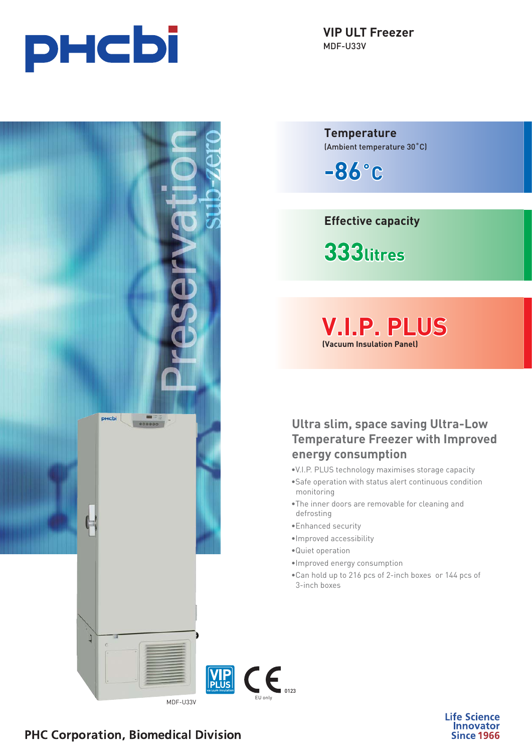# VIP ULT Freezer

MDF-U33V

**Temperature**
(Ambient temperature 30˚C)

**-86˚C**

**Effective capacity**

**333litres**

**V.I.P. PLUS**
(Vacuum Insulation Panel)

Preservation sub-zero

## Ultra slim, space saving Ultra-Low Temperature Freezer with Improved energy consumption

- V.I.P. PLUS technology maximises storage capacity
- Safe operation with status alert continuous condition monitoring
- The inner doors are removable for cleaning and defrosting
- Enhanced security
- Improved accessibility
- Quiet operation
- Improved energy consumption
- Can hold up to 216 pcs of 2-inch boxes or 144 pcs of 3-inch boxes

MDF-U33V

VIP PLUS vacuum insulation

CE 0123 EU only

PHC Corporation, Biomedical Division

Life Science Innovator Since 1966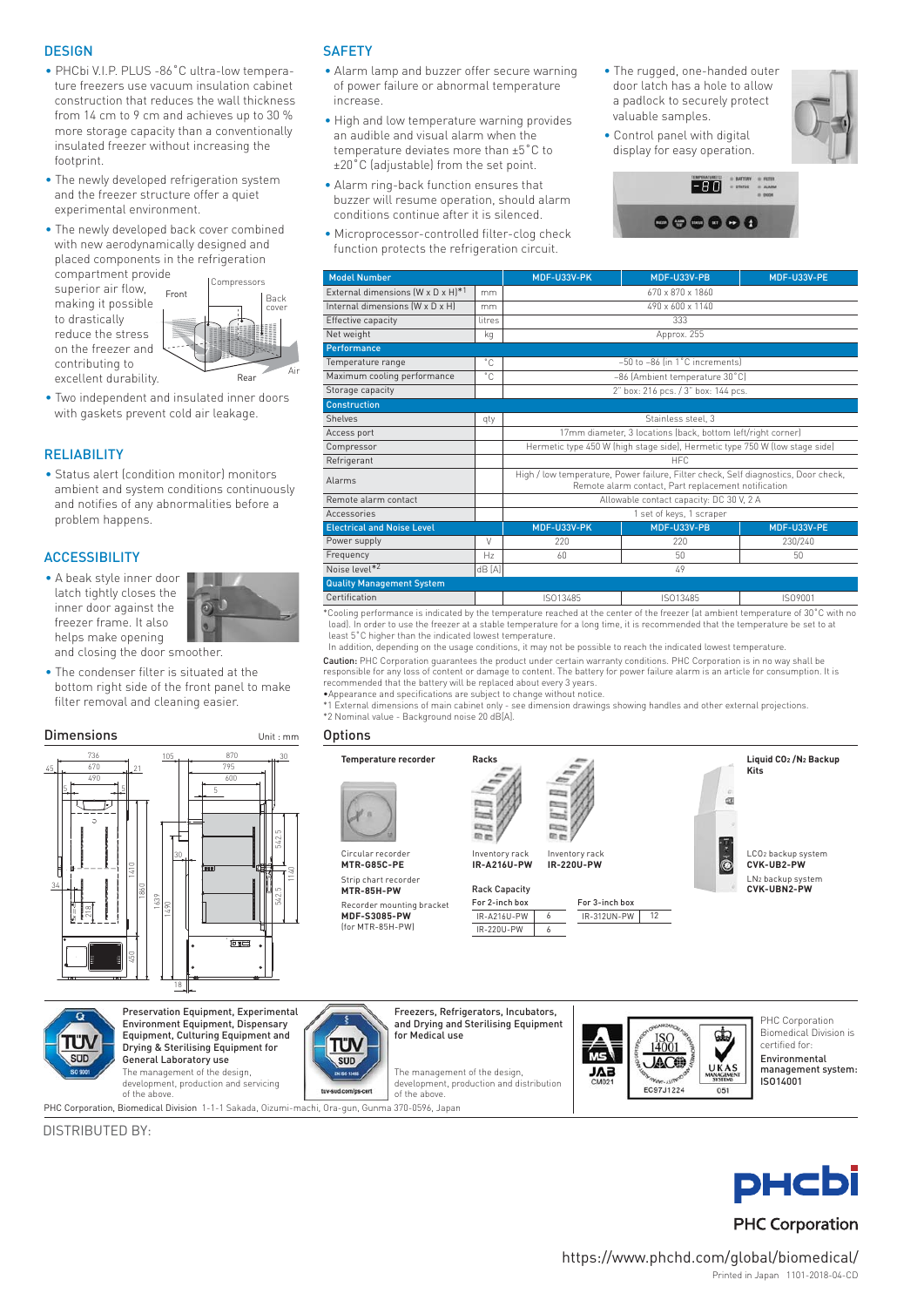## DESIGN

- PHCbi V.I.P. PLUS -86°C ultra-low temperature freezers use vacuum insulation cabinet construction that reduces the wall thickness from 14 cm to 9 cm and achieves up to 30 % more storage capacity than a conventionally insulated freezer without increasing the footprint.
- The newly developed refrigeration system and the freezer structure offer a quiet experimental environment.
- The newly developed back cover combined with new aerodynamically designed and placed components in the refrigeration compartment provide superior air flow, making it possible to drastically reduce the stress on the freezer and contributing to excellent durability.

Compressors
Front
Back cover
Rear
Air

- Two independent and insulated inner doors with gaskets prevent cold air leakage.

## RELIABILITY

- Status alert (condition monitor) monitors ambient and system conditions continuously and notifies of any abnormalities before a problem happens.

## ACCESSIBILITY

- A beak style inner door latch tightly closes the inner door against the freezer frame. It also helps make opening and closing the door smoother.
- The condenser filter is situated at the bottom right side of the front panel to make filter removal and cleaning easier.

## SAFETY

- Alarm lamp and buzzer offer secure warning of power failure or abnormal temperature increase.
- High and low temperature warning provides an audible and visual alarm when the temperature deviates more than ±5°C to ±20°C (adjustable) from the set point.
- Alarm ring-back function ensures that buzzer will resume operation, should alarm conditions continue after it is silenced.
- Microprocessor-controlled filter-clog check function protects the refrigeration circuit.
- The rugged, one-handed outer door latch has a hole to allow a padlock to securely protect valuable samples.
- Control panel with digital display for easy operation.

| Model Number | | MDF-U33V-PK | MDF-U33V-PB | MDF-U33V-PE |
|---|---|---|---|---|
| External dimensions (W x D x H)*1 | mm | 670 x 870 x 1860 | | |
| Internal dimensions (W x D x H) | mm | 490 x 600 x 1140 | | |
| Effective capacity | litres | 333 | | |
| Net weight | kg | Approx. 255 | | |
| **Performance** | | | | |
| Temperature range | °C | -50 to -86 (in 1°C increments) | | |
| Maximum cooling performance | °C | -86 (Ambient temperature 30°C) | | |
| Storage capacity | | 2" box: 216 pcs. / 3" box: 144 pcs. | | |
| **Construction** | | | | |
| Shelves | qty | Stainless steel, 3 | | |
| Access port | | 17mm diameter, 3 locations (back, bottom left/right corner) | | |
| Compressor | | Hermetic type 450 W (high stage side), Hermetic type 750 W (low stage side) | | |
| Refrigerant | | HFC | | |
| Alarms | | High / low temperature, Power failure, Filter check, Self diagnostics, Door check, Remote alarm contact, Part replacement notification | | |
| Remote alarm contact | | Allowable contact capacity: DC 30 V, 2 A | | |
| Accessories | | 1 set of keys, 1 scraper | | |
| **Electrical and Noise Level** | | MDF-U33V-PK | MDF-U33V-PB | MDF-U33V-PE |
| Power supply | V | 220 | 220 | 230/240 |
| Frequency | Hz | 60 | 50 | 50 |
| Noise level*2 | dB (A) | 49 | | |
| **Quality Management System** | | | | |
| Certification | | ISO13485 | ISO13485 | ISO9001 |

*Cooling performance is indicated by the temperature reached at the center of the freezer (at ambient temperature of 30°C with no load). In order to use the freezer at a stable temperature for a long time, it is recommended that the temperature be set to at least 5°C higher than the indicated lowest temperature.
In addition, depending on the usage conditions, it may not be possible to reach the indicated lowest temperature.

**Caution:** PHC Corporation guarantees the product under certain warranty conditions. PHC Corporation is in no way shall be responsible for any loss of content or damage to content. The battery for power failure alarm is an article for consumption. It is recommended that the battery will be replaced about every 3 years.

●Appearance and specifications are subject to change without notice.
*1 External dimensions of main cabinet only - see dimension drawings showing handles and other external projections.
*2 Nominal value - Background noise 20 dB(A).

## Dimensions

Unit : mm

736, 670, 490, 45, 21, 5, 5, 34, 218, 1410, 1860, 450, 105, 870, 795, 600, 30, 5, 30, 542.5, 542.5, 1140, 1639, 1490, 18

## Options

**Temperature recorder**

Circular recorder
**MTR-G85C-PE**

Strip chart recorder
**MTR-85H-PW**

Recorder mounting bracket
**MDF-S3085-PW**
(for MTR-85H-PW)

**Racks**

Inventory rack
**IR-A216U-PW**

Inventory rack
**IR-220U-PW**

Rack Capacity

| For 2-inch box | | For 3-inch box | |
|---|---|---|---|
| IR-A216U-PW | 6 | IR-312UN-PW | 12 |
| IR-220U-PW | 6 | | |

**Liquid $CO_2$ / $N_2$ Backup Kits**

$LCO_2$ backup system
**CVK-UB2-PW**

$LN_2$ backup system
**CVK-UBN2-PW**

**Preservation Equipment, Experimental Environment Equipment, Dispensary Equipment, Culturing Equipment and Drying & Sterilising Equipment for General Laboratory use**
The management of the design, development, production and servicing of the above.

**Freezers, Refrigerators, Incubators, and Drying and Sterilising Equipment for Medical use**
The management of the design, development, production and distribution of the above.

PHC Corporation Biomedical Division is certified for:
**Environmental management system: ISO14001**

PHC Corporation, Biomedical Division 1-1-1 Sakada, Oizumi-machi, Ora-gun, Gunma 370-0596, Japan

DISTRIBUTED BY:

PHC Corporation

https://www.phchd.com/global/biomedical/

Printed in Japan 1101-2018-04-CD